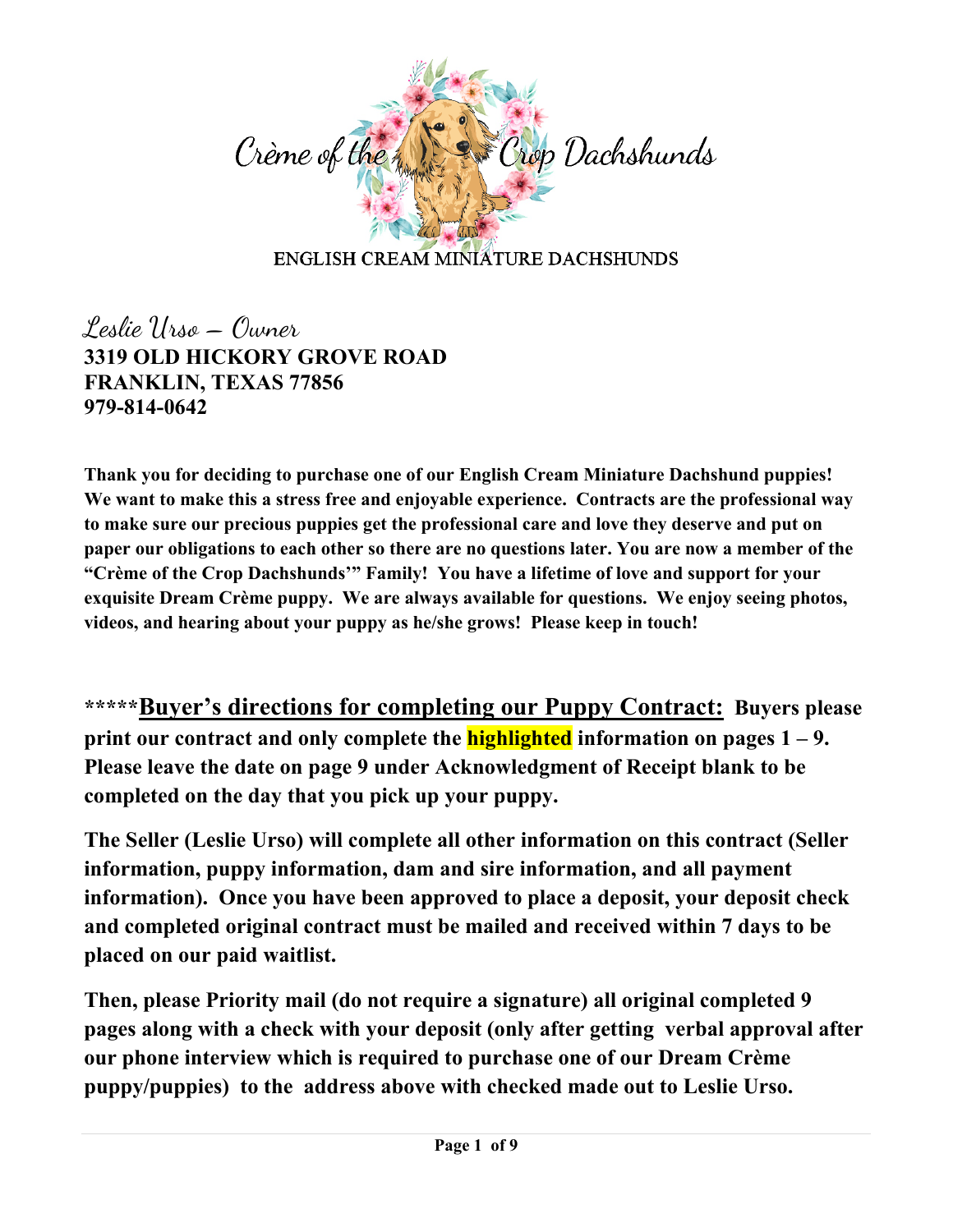# Crème of the Crop Dachshunds

ENGLISH CREAM MINIATURE DACHSHUNDS

*Leslie Urso – Owner*
**3319 OLD HICKORY GROVE ROAD**
**FRANKLIN, TEXAS 77856**
**979-814-0642**

**Thank you for deciding to purchase one of our English Cream Miniature Dachshund puppies! We want to make this a stress free and enjoyable experience. Contracts are the professional way to make sure our precious puppies get the professional care and love they deserve and put on paper our obligations to each other so there are no questions later. You are now a member of the "Crème of the Crop Dachshunds'" Family! You have a lifetime of love and support for your exquisite Dream Crème puppy. We are always available for questions. We enjoy seeing photos, videos, and hearing about your puppy as he/she grows! Please keep in touch!**

**\*\*\*\*\*<u>Buyer's directions for completing our Puppy Contract:</u> Buyers please print our contract and only complete the highlighted information on pages 1 – 9. Please leave the date on page 9 under Acknowledgment of Receipt blank to be completed on the day that you pick up your puppy.**

**The Seller (Leslie Urso) will complete all other information on this contract (Seller information, puppy information, dam and sire information, and all payment information). Once you have been approved to place a deposit, your deposit check and completed original contract must be mailed and received within 7 days to be placed on our paid waitlist.**

**Then, please Priority mail (do not require a signature) all original completed 9 pages along with a check with your deposit (only after getting verbal approval after our phone interview which is required to purchase one of our Dream Crème puppy/puppies) to the address above with checked made out to Leslie Urso.**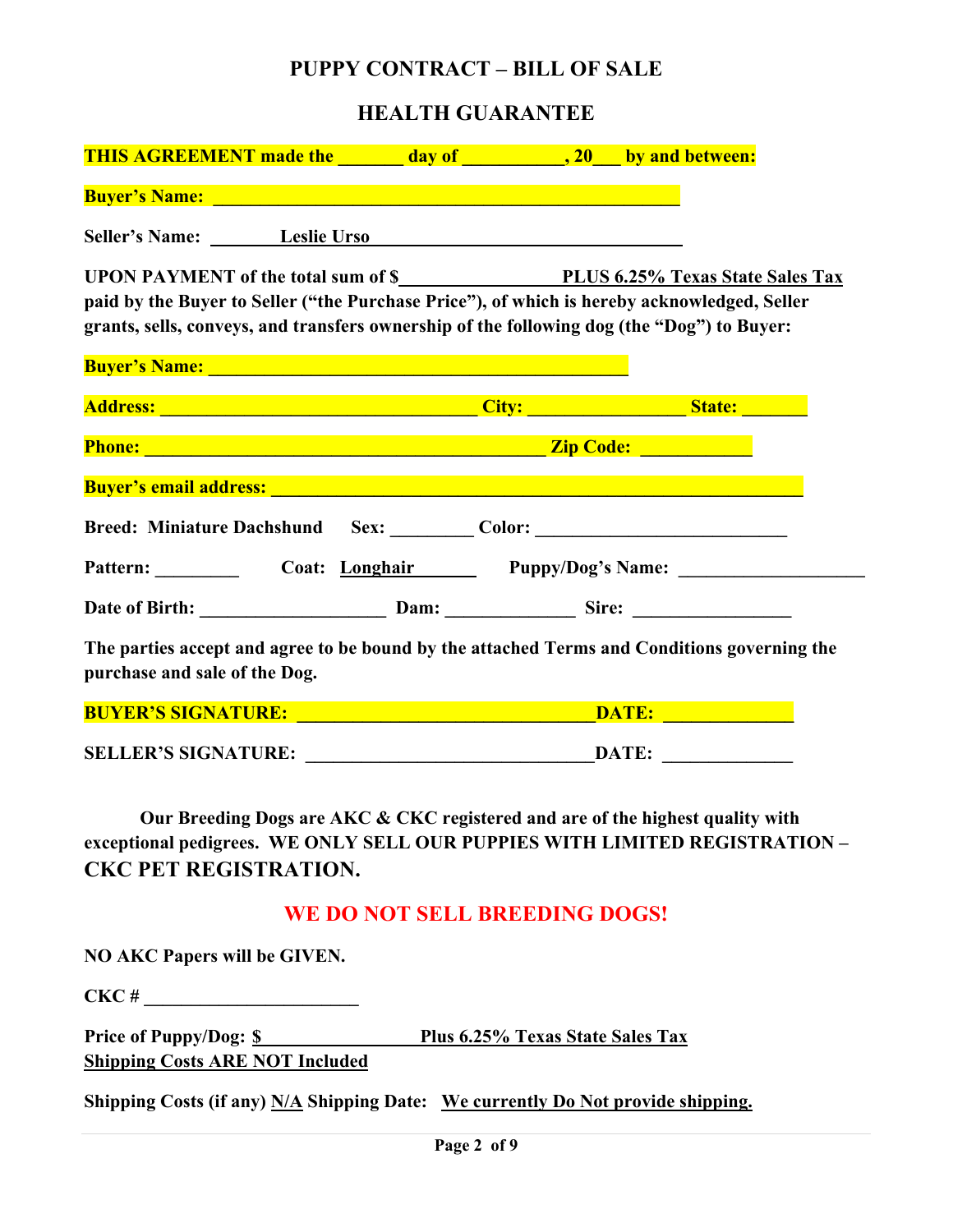# PUPPY CONTRACT – BILL OF SALE

## HEALTH GUARANTEE

**THIS AGREEMENT made the _______ day of ___________, 20___ by and between:**

**Buyer's Name: ____________________________________________________**

**Seller's Name: Leslie Urso ____________________________________**

**UPON PAYMENT of the total sum of $_________________ PLUS 6.25% Texas State Sales Tax paid by the Buyer to Seller ("the Purchase Price"), of which is hereby acknowledged, Seller grants, sells, conveys, and transfers ownership of the following dog (the "Dog") to Buyer:**

**Buyer's Name: _______________________________________________**

**Address: ___________________________________ City: _________________ State: _______**

**Phone: ____________________________________________ Zip Code: ____________**

**Buyer's email address: __________________________________________________________**

**Breed: Miniature Dachshund Sex: _________ Color: ___________________________**

**Pattern: _________ Coat: Longhair Puppy/Dog's Name: ____________________**

**Date of Birth: ____________________ Dam: ______________ Sire: _________________**

**The parties accept and agree to be bound by the attached Terms and Conditions governing the purchase and sale of the Dog.**

**BUYER'S SIGNATURE: ________________________________ DATE: ______________**

**SELLER'S SIGNATURE: _______________________________ DATE: ______________**

**Our Breeding Dogs are AKC & CKC registered and are of the highest quality with exceptional pedigrees. WE ONLY SELL OUR PUPPIES WITH LIMITED REGISTRATION – CKC PET REGISTRATION.**

## WE DO NOT SELL BREEDING DOGS!

**NO AKC Papers will be GIVEN.**

**CKC # _______________________**

**Price of Puppy/Dog: $_________________ Plus 6.25% Texas State Sales Tax**
**Shipping Costs ARE NOT Included**

**Shipping Costs (if any) N/A Shipping Date: We currently Do Not provide shipping.**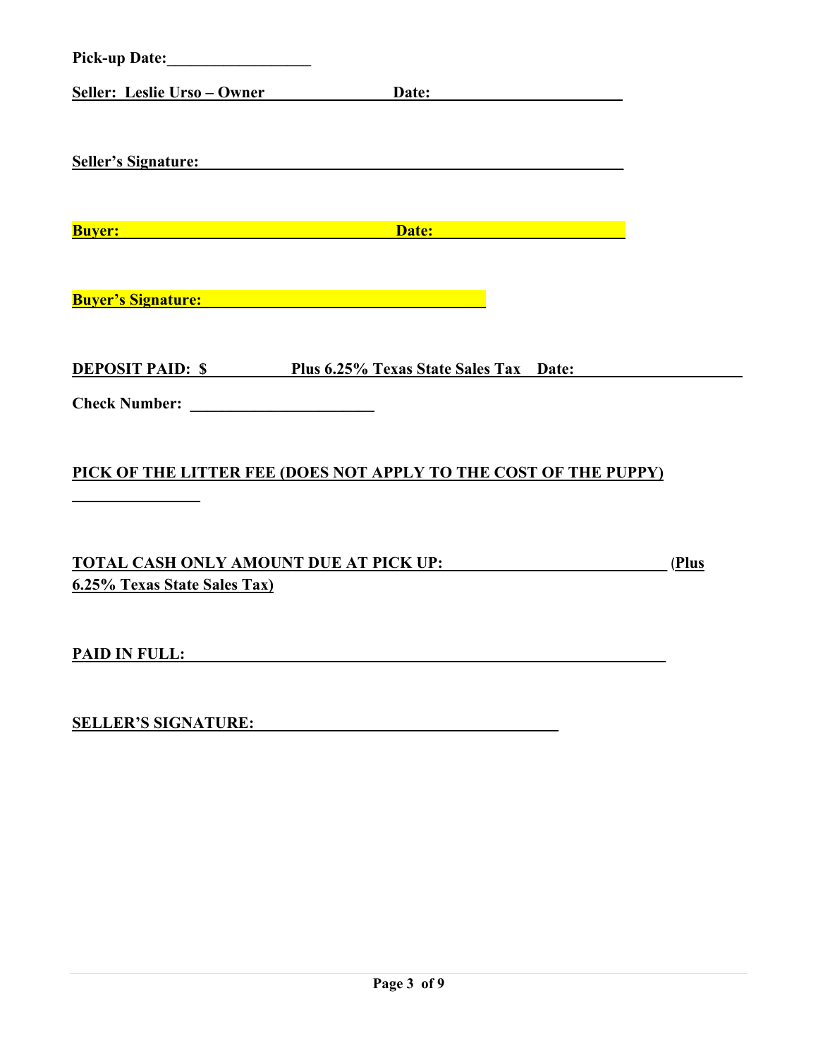**Pick-up Date:__________________**

**Seller: Leslie Urso – Owner________________ Date:________________________**

**Seller's Signature:________________________________________________________**

**Buyer:________________________________________ Date:________________________**

**Buyer's Signature:____________________________________**

**DEPOSIT PAID: $___________ Plus 6.25% Texas State Sales Tax Date:_____________________**

**Check Number: _______________________**

**PICK OF THE LITTER FEE (DOES NOT APPLY TO THE COST OF THE PUPPY)**

**________________**

**TOTAL CASH ONLY AMOUNT DUE AT PICK UP:____________________________ (Plus 6.25% Texas State Sales Tax)**

**PAID IN FULL:_____________________________________________________________**

**SELLER'S SIGNATURE:______________________________________**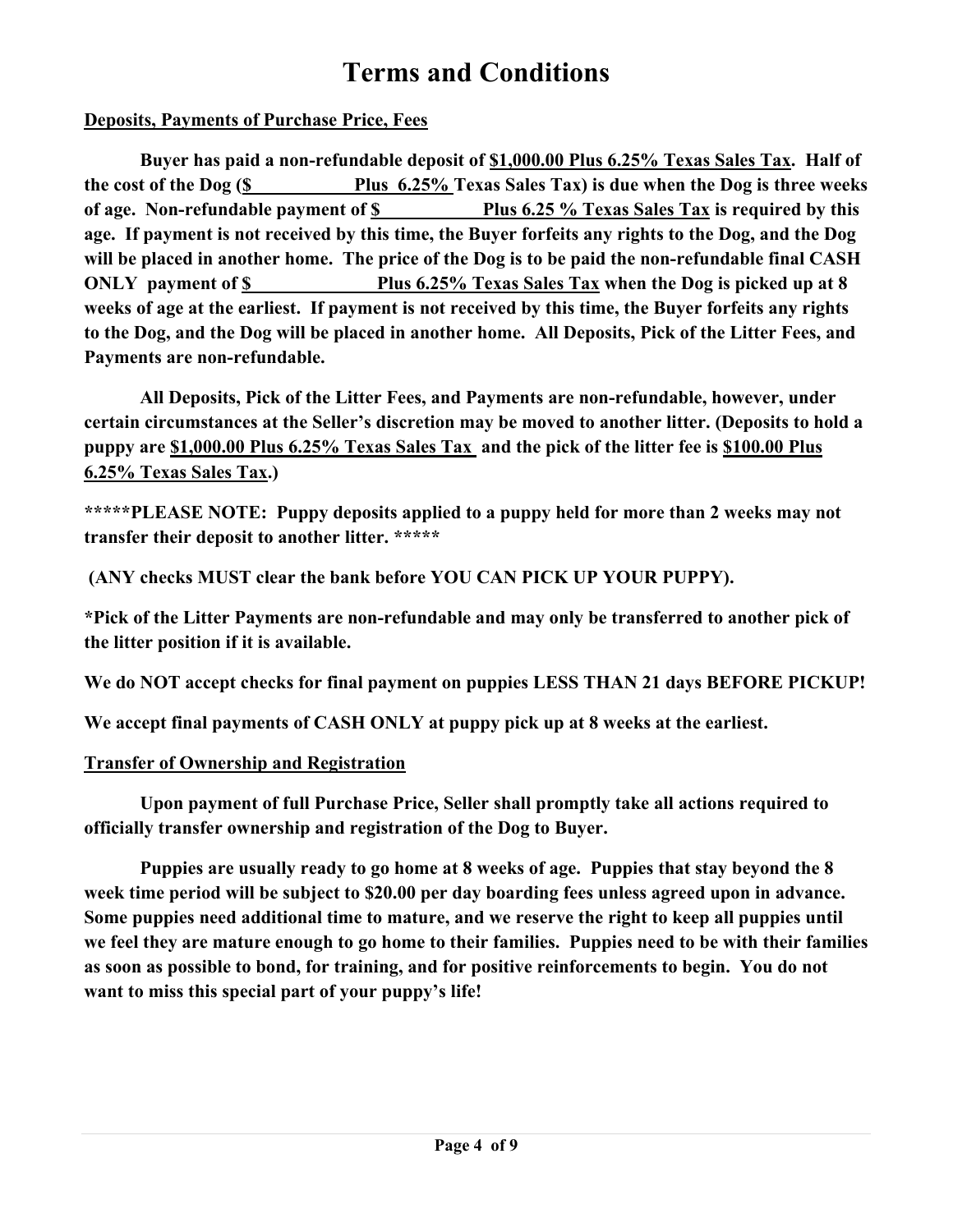# Terms and Conditions

**Deposits, Payments of Purchase Price, Fees**

**Buyer has paid a non-refundable deposit of $1,000.00 Plus 6.25% Texas Sales Tax. Half of the cost of the Dog ($ Plus 6.25% Texas Sales Tax) is due when the Dog is three weeks of age. Non-refundable payment of $ Plus 6.25 % Texas Sales Tax is required by this age. If payment is not received by this time, the Buyer forfeits any rights to the Dog, and the Dog will be placed in another home. The price of the Dog is to be paid the non-refundable final CASH ONLY payment of $ Plus 6.25% Texas Sales Tax when the Dog is picked up at 8 weeks of age at the earliest. If payment is not received by this time, the Buyer forfeits any rights to the Dog, and the Dog will be placed in another home. All Deposits, Pick of the Litter Fees, and Payments are non-refundable.**

**All Deposits, Pick of the Litter Fees, and Payments are non-refundable, however, under certain circumstances at the Seller's discretion may be moved to another litter. (Deposits to hold a puppy are $1,000.00 Plus 6.25% Texas Sales Tax and the pick of the litter fee is $100.00 Plus 6.25% Texas Sales Tax.)**

**\*\*\*\*\*PLEASE NOTE: Puppy deposits applied to a puppy held for more than 2 weeks may not transfer their deposit to another litter. \*\*\*\*\***

**(ANY checks MUST clear the bank before YOU CAN PICK UP YOUR PUPPY).**

**\*Pick of the Litter Payments are non-refundable and may only be transferred to another pick of the litter position if it is available.**

**We do NOT accept checks for final payment on puppies LESS THAN 21 days BEFORE PICKUP!**

**We accept final payments of CASH ONLY at puppy pick up at 8 weeks at the earliest.**

**Transfer of Ownership and Registration**

**Upon payment of full Purchase Price, Seller shall promptly take all actions required to officially transfer ownership and registration of the Dog to Buyer.**

**Puppies are usually ready to go home at 8 weeks of age. Puppies that stay beyond the 8 week time period will be subject to $20.00 per day boarding fees unless agreed upon in advance. Some puppies need additional time to mature, and we reserve the right to keep all puppies until we feel they are mature enough to go home to their families. Puppies need to be with their families as soon as possible to bond, for training, and for positive reinforcements to begin. You do not want to miss this special part of your puppy's life!**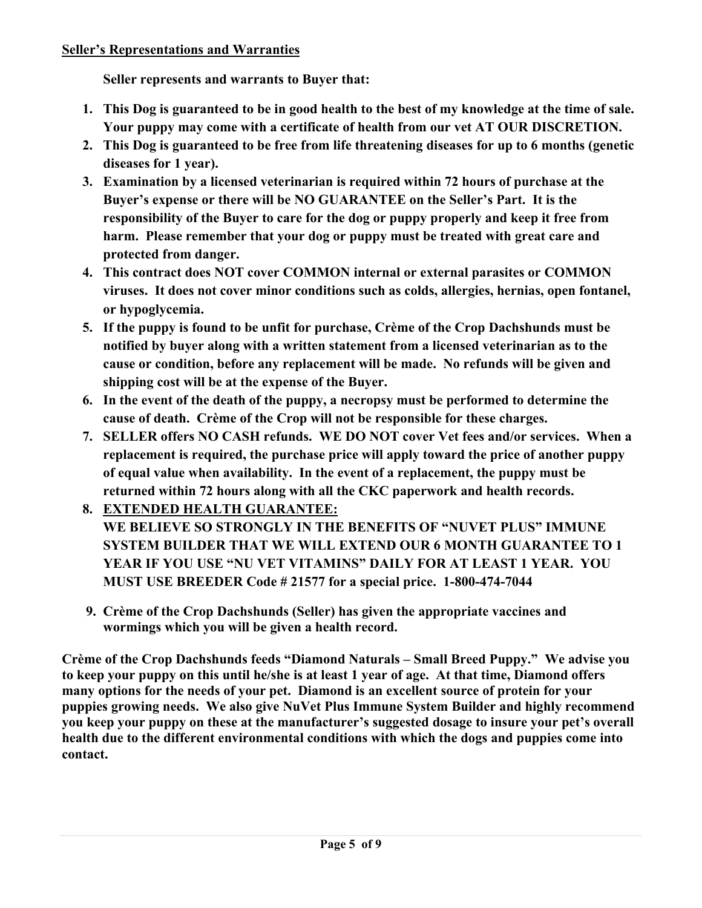**<u>Seller's Representations and Warranties</u>**

**Seller represents and warrants to Buyer that:**

1. **This Dog is guaranteed to be in good health to the best of my knowledge at the time of sale. Your puppy may come with a certificate of health from our vet AT OUR DISCRETION.**
2. **This Dog is guaranteed to be free from life threatening diseases for up to 6 months (genetic diseases for 1 year).**
3. **Examination by a licensed veterinarian is required within 72 hours of purchase at the Buyer's expense or there will be NO GUARANTEE on the Seller's Part. It is the responsibility of the Buyer to care for the dog or puppy properly and keep it free from harm. Please remember that your dog or puppy must be treated with great care and protected from danger.**
4. **This contract does NOT cover COMMON internal or external parasites or COMMON viruses. It does not cover minor conditions such as colds, allergies, hernias, open fontanel, or hypoglycemia.**
5. **If the puppy is found to be unfit for purchase, Crème of the Crop Dachshunds must be notified by buyer along with a written statement from a licensed veterinarian as to the cause or condition, before any replacement will be made. No refunds will be given and shipping cost will be at the expense of the Buyer.**
6. **In the event of the death of the puppy, a necropsy must be performed to determine the cause of death. Crème of the Crop will not be responsible for these charges.**
7. **SELLER offers NO CASH refunds. WE DO NOT cover Vet fees and/or services. When a replacement is required, the purchase price will apply toward the price of another puppy of equal value when availability. In the event of a replacement, the puppy must be returned within 72 hours along with all the CKC paperwork and health records.**
8. **<u>EXTENDED HEALTH GUARANTEE:</u>**
   **WE BELIEVE SO STRONGLY IN THE BENEFITS OF "NUVET PLUS" IMMUNE SYSTEM BUILDER THAT WE WILL EXTEND OUR 6 MONTH GUARANTEE TO 1 YEAR IF YOU USE "NU VET VITAMINS" DAILY FOR AT LEAST 1 YEAR. YOU MUST USE BREEDER Code # 21577 for a special price. 1-800-474-7044**
9. **Crème of the Crop Dachshunds (Seller) has given the appropriate vaccines and wormings which you will be given a health record.**

**Crème of the Crop Dachshunds feeds "Diamond Naturals – Small Breed Puppy." We advise you to keep your puppy on this until he/she is at least 1 year of age. At that time, Diamond offers many options for the needs of your pet. Diamond is an excellent source of protein for your puppies growing needs. We also give NuVet Plus Immune System Builder and highly recommend you keep your puppy on these at the manufacturer's suggested dosage to insure your pet's overall health due to the different environmental conditions with which the dogs and puppies come into contact.**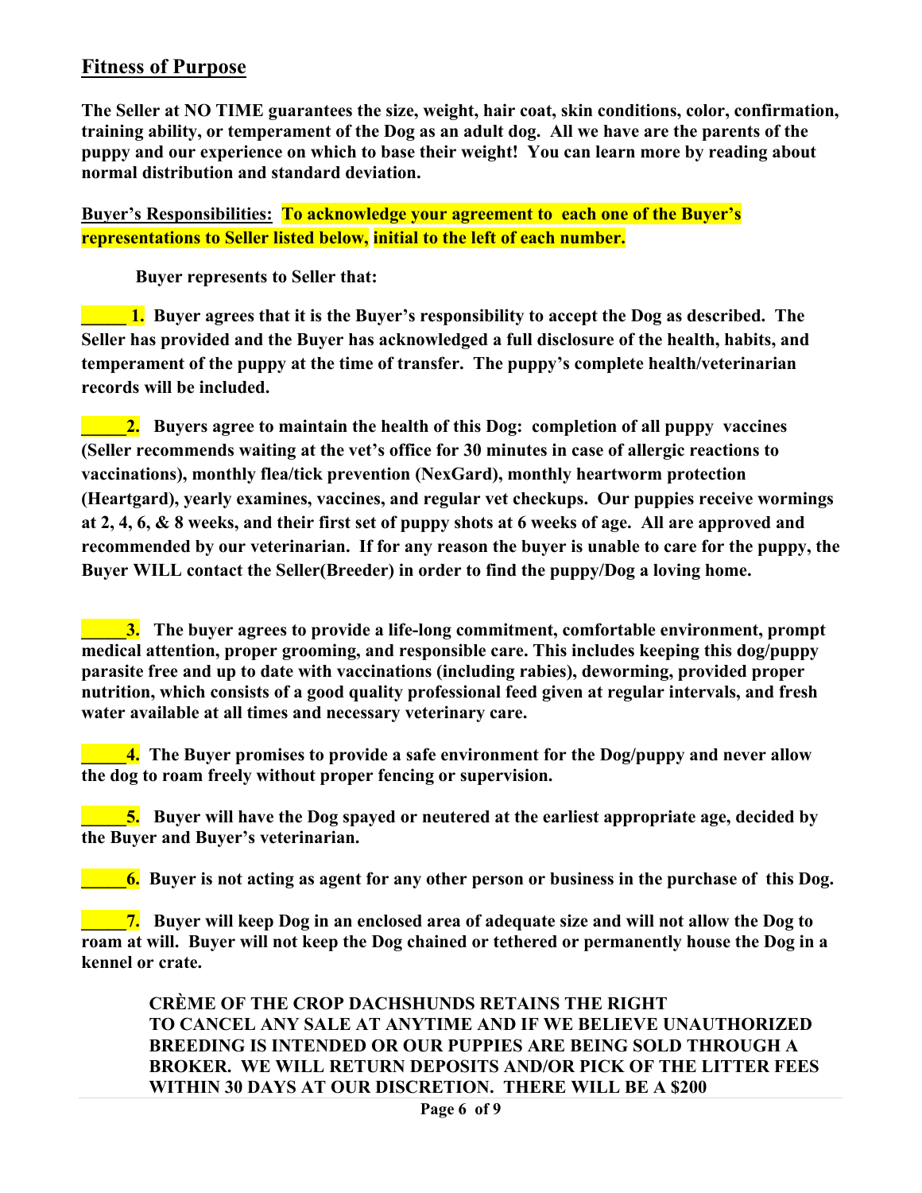## Fitness of Purpose

**The Seller at NO TIME guarantees the size, weight, hair coat, skin conditions, color, confirmation, training ability, or temperament of the Dog as an adult dog. All we have are the parents of the puppy and our experience on which to base their weight! You can learn more by reading about normal distribution and standard deviation.**

**Buyer's Responsibilities:** **To acknowledge your agreement to each one of the Buyer's representations to Seller listed below, initial to the left of each number.**

**Buyer represents to Seller that:**

**_____ 1.** **Buyer agrees that it is the Buyer's responsibility to accept the Dog as described. The Seller has provided and the Buyer has acknowledged a full disclosure of the health, habits, and temperament of the puppy at the time of transfer. The puppy's complete health/veterinarian records will be included.**

**_____2.** **Buyers agree to maintain the health of this Dog: completion of all puppy vaccines (Seller recommends waiting at the vet's office for 30 minutes in case of allergic reactions to vaccinations), monthly flea/tick prevention (NexGard), monthly heartworm protection (Heartgard), yearly examines, vaccines, and regular vet checkups. Our puppies receive wormings at 2, 4, 6, & 8 weeks, and their first set of puppy shots at 6 weeks of age. All are approved and recommended by our veterinarian. If for any reason the buyer is unable to care for the puppy, the Buyer WILL contact the Seller(Breeder) in order to find the puppy/Dog a loving home.**

**_____3.** **The buyer agrees to provide a life-long commitment, comfortable environment, prompt medical attention, proper grooming, and responsible care. This includes keeping this dog/puppy parasite free and up to date with vaccinations (including rabies), deworming, provided proper nutrition, which consists of a good quality professional feed given at regular intervals, and fresh water available at all times and necessary veterinary care.**

**_____4.** **The Buyer promises to provide a safe environment for the Dog/puppy and never allow the dog to roam freely without proper fencing or supervision.**

**_____5.** **Buyer will have the Dog spayed or neutered at the earliest appropriate age, decided by the Buyer and Buyer's veterinarian.**

**_____6.** **Buyer is not acting as agent for any other person or business in the purchase of this Dog.**

**_____7.** **Buyer will keep Dog in an enclosed area of adequate size and will not allow the Dog to roam at will. Buyer will not keep the Dog chained or tethered or permanently house the Dog in a kennel or crate.**

**CRÈME OF THE CROP DACHSHUNDS RETAINS THE RIGHT TO CANCEL ANY SALE AT ANYTIME AND IF WE BELIEVE UNAUTHORIZED BREEDING IS INTENDED OR OUR PUPPIES ARE BEING SOLD THROUGH A BROKER. WE WILL RETURN DEPOSITS AND/OR PICK OF THE LITTER FEES WITHIN 30 DAYS AT OUR DISCRETION. THERE WILL BE A $200**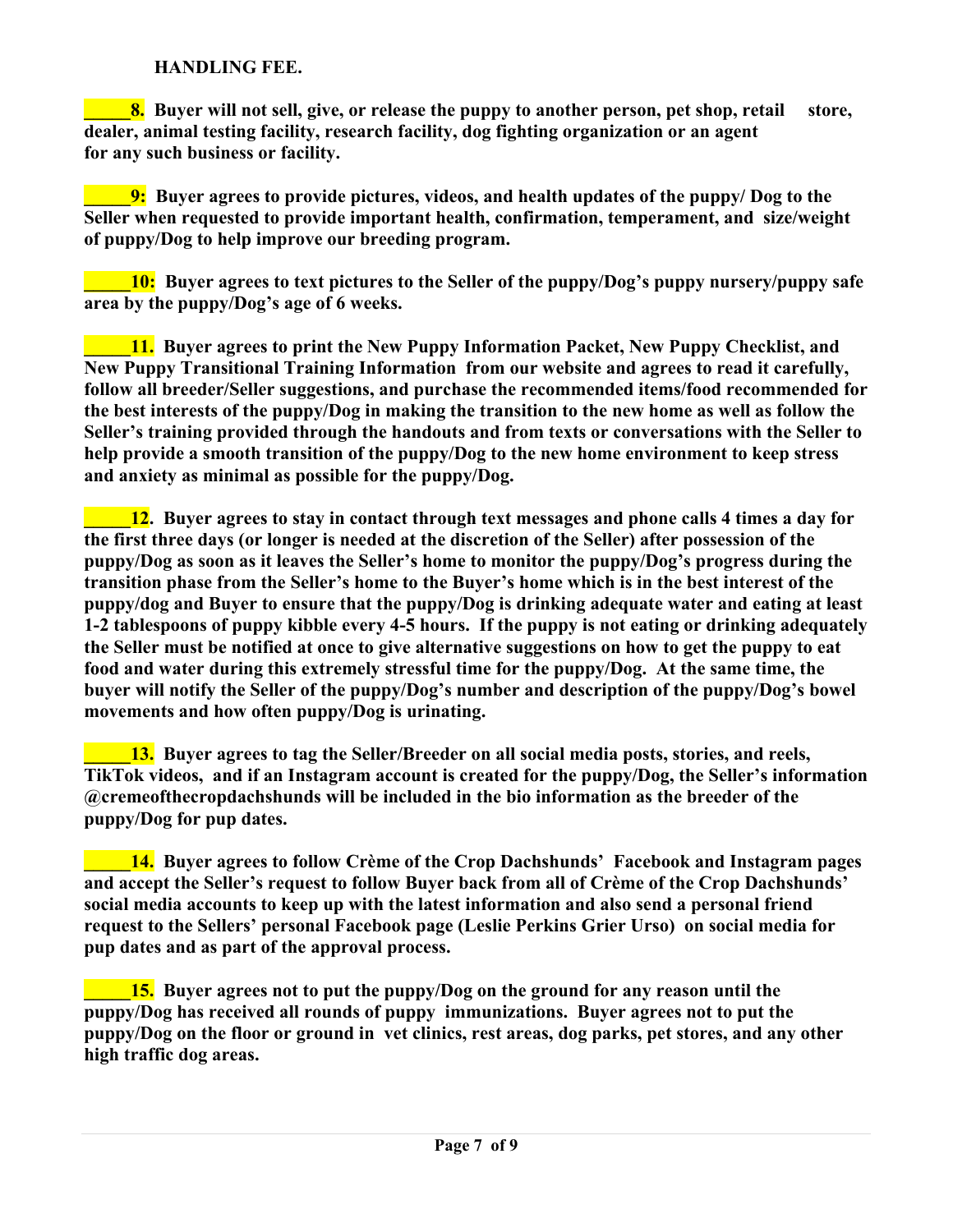**HANDLING FEE.**

**_____8. Buyer will not sell, give, or release the puppy to another person, pet shop, retail store, dealer, animal testing facility, research facility, dog fighting organization or an agent for any such business or facility.**

**_____9: Buyer agrees to provide pictures, videos, and health updates of the puppy/ Dog to the Seller when requested to provide important health, confirmation, temperament, and size/weight of puppy/Dog to help improve our breeding program.**

**_____10: Buyer agrees to text pictures to the Seller of the puppy/Dog's puppy nursery/puppy safe area by the puppy/Dog's age of 6 weeks.**

**_____11. Buyer agrees to print the New Puppy Information Packet, New Puppy Checklist, and New Puppy Transitional Training Information from our website and agrees to read it carefully, follow all breeder/Seller suggestions, and purchase the recommended items/food recommended for the best interests of the puppy/Dog in making the transition to the new home as well as follow the Seller's training provided through the handouts and from texts or conversations with the Seller to help provide a smooth transition of the puppy/Dog to the new home environment to keep stress and anxiety as minimal as possible for the puppy/Dog.**

**_____12. Buyer agrees to stay in contact through text messages and phone calls 4 times a day for the first three days (or longer is needed at the discretion of the Seller) after possession of the puppy/Dog as soon as it leaves the Seller's home to monitor the puppy/Dog's progress during the transition phase from the Seller's home to the Buyer's home which is in the best interest of the puppy/dog and Buyer to ensure that the puppy/Dog is drinking adequate water and eating at least 1-2 tablespoons of puppy kibble every 4-5 hours. If the puppy is not eating or drinking adequately the Seller must be notified at once to give alternative suggestions on how to get the puppy to eat food and water during this extremely stressful time for the puppy/Dog. At the same time, the buyer will notify the Seller of the puppy/Dog's number and description of the puppy/Dog's bowel movements and how often puppy/Dog is urinating.**

**_____13. Buyer agrees to tag the Seller/Breeder on all social media posts, stories, and reels, TikTok videos, and if an Instagram account is created for the puppy/Dog, the Seller's information @cremeofthecropdachshunds will be included in the bio information as the breeder of the puppy/Dog for pup dates.**

**_____14. Buyer agrees to follow Crème of the Crop Dachshunds' Facebook and Instagram pages and accept the Seller's request to follow Buyer back from all of Crème of the Crop Dachshunds' social media accounts to keep up with the latest information and also send a personal friend request to the Sellers' personal Facebook page (Leslie Perkins Grier Urso) on social media for pup dates and as part of the approval process.**

**_____15. Buyer agrees not to put the puppy/Dog on the ground for any reason until the puppy/Dog has received all rounds of puppy immunizations. Buyer agrees not to put the puppy/Dog on the floor or ground in vet clinics, rest areas, dog parks, pet stores, and any other high traffic dog areas.**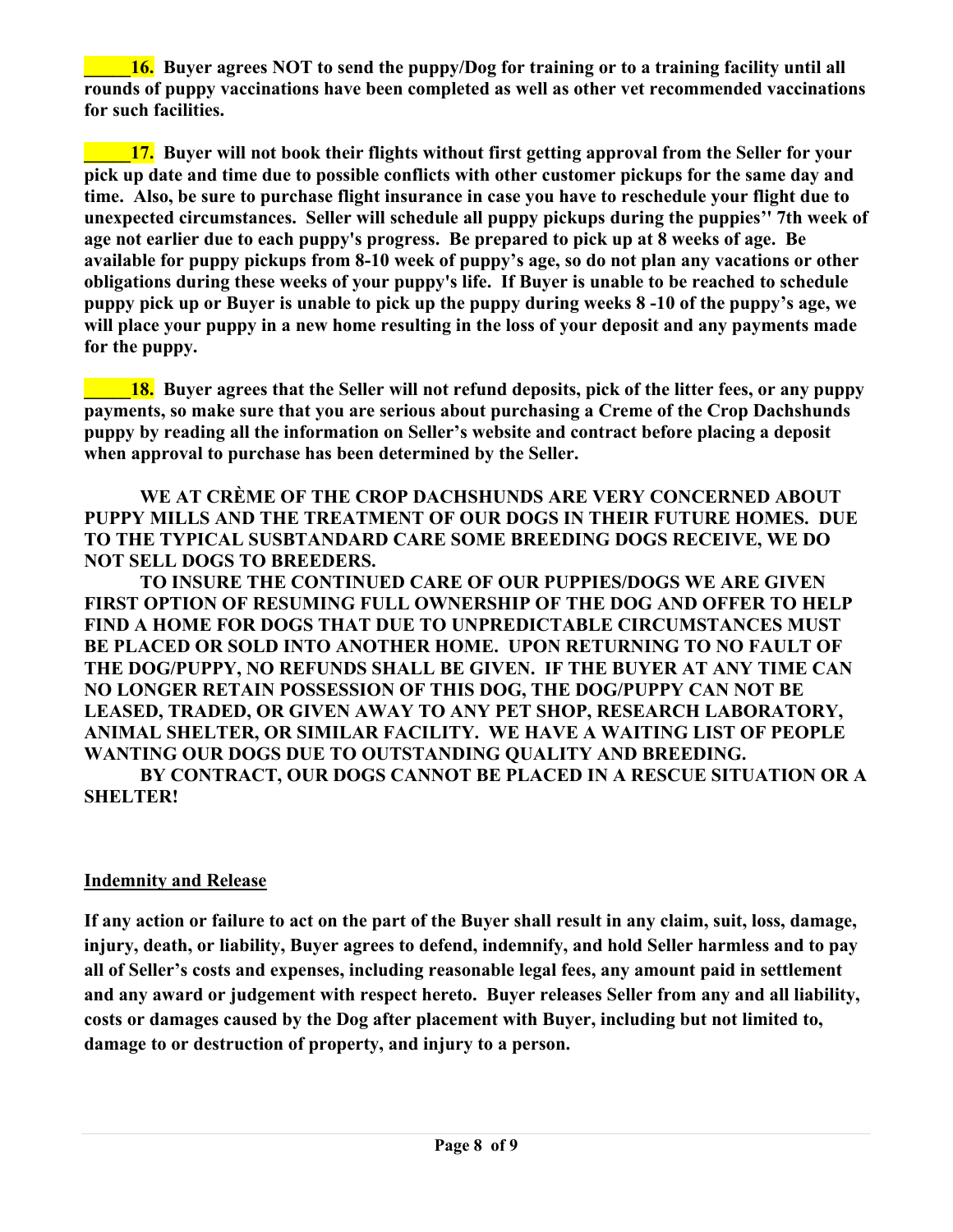**\_\_\_\_\_16. Buyer agrees NOT to send the puppy/Dog for training or to a training facility until all rounds of puppy vaccinations have been completed as well as other vet recommended vaccinations for such facilities.**

**\_\_\_\_\_17. Buyer will not book their flights without first getting approval from the Seller for your pick up date and time due to possible conflicts with other customer pickups for the same day and time. Also, be sure to purchase flight insurance in case you have to reschedule your flight due to unexpected circumstances. Seller will schedule all puppy pickups during the puppies'' 7th week of age not earlier due to each puppy's progress. Be prepared to pick up at 8 weeks of age. Be available for puppy pickups from 8-10 week of puppy's age, so do not plan any vacations or other obligations during these weeks of your puppy's life. If Buyer is unable to be reached to schedule puppy pick up or Buyer is unable to pick up the puppy during weeks 8 -10 of the puppy's age, we will place your puppy in a new home resulting in the loss of your deposit and any payments made for the puppy.**

**\_\_\_\_\_18. Buyer agrees that the Seller will not refund deposits, pick of the litter fees, or any puppy payments, so make sure that you are serious about purchasing a Creme of the Crop Dachshunds puppy by reading all the information on Seller's website and contract before placing a deposit when approval to purchase has been determined by the Seller.**

**WE AT CRÈME OF THE CROP DACHSHUNDS ARE VERY CONCERNED ABOUT PUPPY MILLS AND THE TREATMENT OF OUR DOGS IN THEIR FUTURE HOMES. DUE TO THE TYPICAL SUSBTANDARD CARE SOME BREEDING DOGS RECEIVE, WE DO NOT SELL DOGS TO BREEDERS.**

**TO INSURE THE CONTINUED CARE OF OUR PUPPIES/DOGS WE ARE GIVEN FIRST OPTION OF RESUMING FULL OWNERSHIP OF THE DOG AND OFFER TO HELP FIND A HOME FOR DOGS THAT DUE TO UNPREDICTABLE CIRCUMSTANCES MUST BE PLACED OR SOLD INTO ANOTHER HOME. UPON RETURNING TO NO FAULT OF THE DOG/PUPPY, NO REFUNDS SHALL BE GIVEN. IF THE BUYER AT ANY TIME CAN NO LONGER RETAIN POSSESSION OF THIS DOG, THE DOG/PUPPY CAN NOT BE LEASED, TRADED, OR GIVEN AWAY TO ANY PET SHOP, RESEARCH LABORATORY, ANIMAL SHELTER, OR SIMILAR FACILITY. WE HAVE A WAITING LIST OF PEOPLE WANTING OUR DOGS DUE TO OUTSTANDING QUALITY AND BREEDING.**

**BY CONTRACT, OUR DOGS CANNOT BE PLACED IN A RESCUE SITUATION OR A SHELTER!**

**Indemnity and Release**

**If any action or failure to act on the part of the Buyer shall result in any claim, suit, loss, damage, injury, death, or liability, Buyer agrees to defend, indemnify, and hold Seller harmless and to pay all of Seller's costs and expenses, including reasonable legal fees, any amount paid in settlement and any award or judgement with respect hereto. Buyer releases Seller from any and all liability, costs or damages caused by the Dog after placement with Buyer, including but not limited to, damage to or destruction of property, and injury to a person.**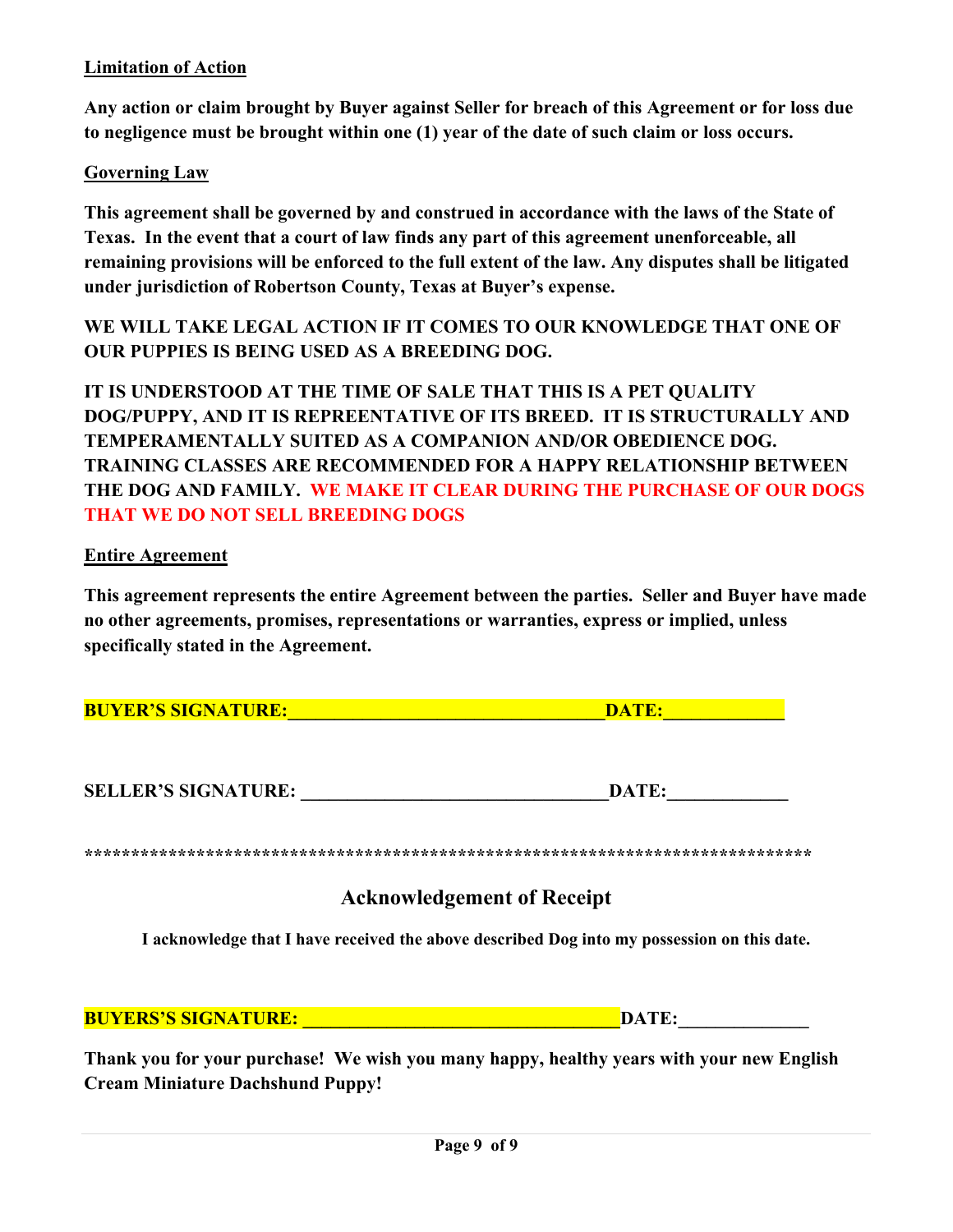**Limitation of Action**

**Any action or claim brought by Buyer against Seller for breach of this Agreement or for loss due to negligence must be brought within one (1) year of the date of such claim or loss occurs.**

**Governing Law**

**This agreement shall be governed by and construed in accordance with the laws of the State of Texas. In the event that a court of law finds any part of this agreement unenforceable, all remaining provisions will be enforced to the full extent of the law. Any disputes shall be litigated under jurisdiction of Robertson County, Texas at Buyer's expense.**

**WE WILL TAKE LEGAL ACTION IF IT COMES TO OUR KNOWLEDGE THAT ONE OF OUR PUPPIES IS BEING USED AS A BREEDING DOG.**

**IT IS UNDERSTOOD AT THE TIME OF SALE THAT THIS IS A PET QUALITY DOG/PUPPY, AND IT IS REPREENTATIVE OF ITS BREED. IT IS STRUCTURALLY AND TEMPERAMENTALLY SUITED AS A COMPANION AND/OR OBEDIENCE DOG. TRAINING CLASSES ARE RECOMMENDED FOR A HAPPY RELATIONSHIP BETWEEN THE DOG AND FAMILY. WE MAKE IT CLEAR DURING THE PURCHASE OF OUR DOGS THAT WE DO NOT SELL BREEDING DOGS**

**Entire Agreement**

**This agreement represents the entire Agreement between the parties. Seller and Buyer have made no other agreements, promises, representations or warranties, express or implied, unless specifically stated in the Agreement.**

**BUYER'S SIGNATURE:_________________________________DATE:____________**

**SELLER'S SIGNATURE: _______________________________DATE:____________**

**********************************************************************************

## Acknowledgement of Receipt

**I acknowledge that I have received the above described Dog into my possession on this date.**

**BUYERS'S SIGNATURE: _________________________________DATE:_____________**

**Thank you for your purchase! We wish you many happy, healthy years with your new English Cream Miniature Dachshund Puppy!**